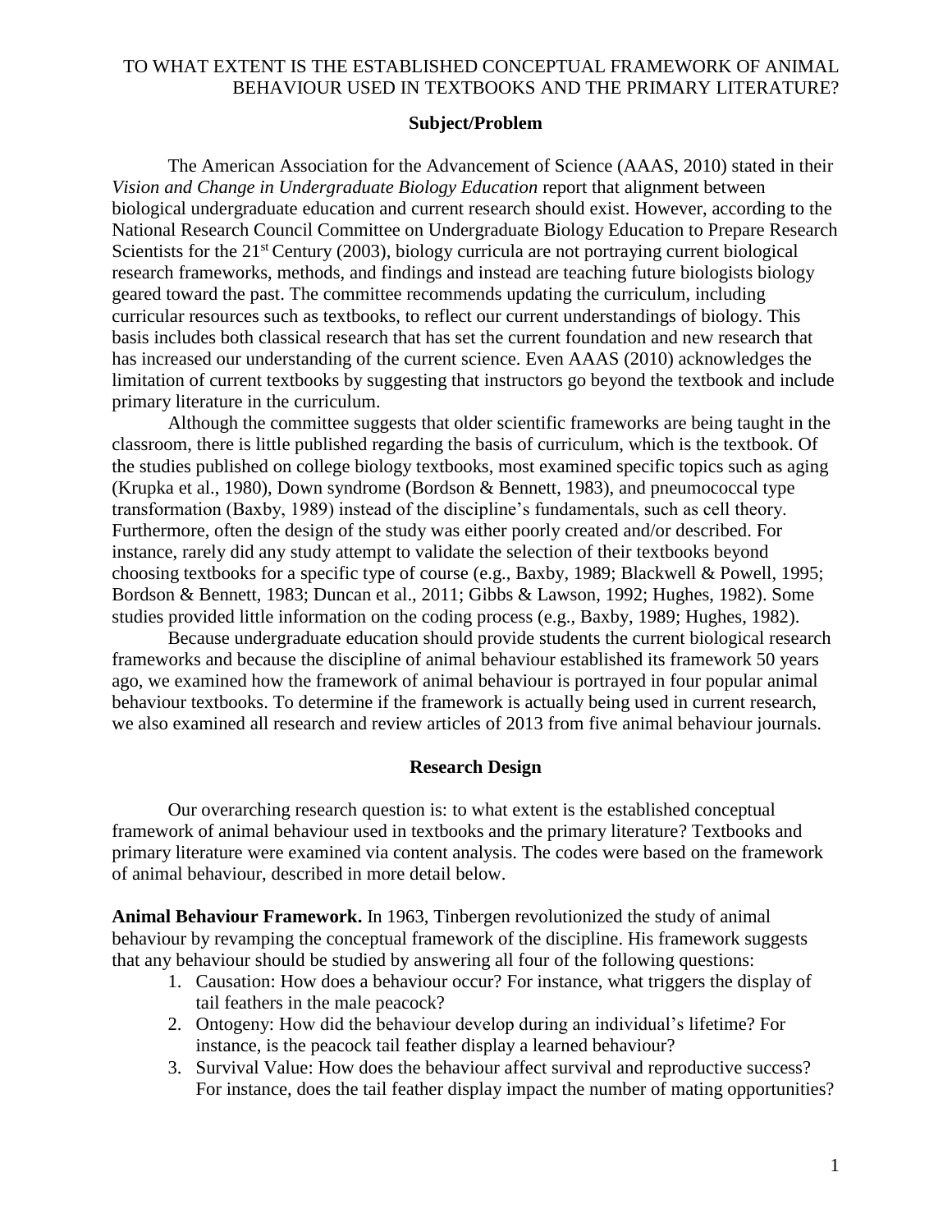# TO WHAT EXTENT IS THE ESTABLISHED CONCEPTUAL FRAMEWORK OF ANIMAL BEHAVIOUR USED IN TEXTBOOKS AND THE PRIMARY LITERATURE?

## Subject/Problem

The American Association for the Advancement of Science (AAAS, 2010) stated in their *Vision and Change in Undergraduate Biology Education* report that alignment between biological undergraduate education and current research should exist. However, according to the National Research Council Committee on Undergraduate Biology Education to Prepare Research Scientists for the 21st Century (2003), biology curricula are not portraying current biological research frameworks, methods, and findings and instead are teaching future biologists biology geared toward the past. The committee recommends updating the curriculum, including curricular resources such as textbooks, to reflect our current understandings of biology. This basis includes both classical research that has set the current foundation and new research that has increased our understanding of the current science. Even AAAS (2010) acknowledges the limitation of current textbooks by suggesting that instructors go beyond the textbook and include primary literature in the curriculum.

Although the committee suggests that older scientific frameworks are being taught in the classroom, there is little published regarding the basis of curriculum, which is the textbook. Of the studies published on college biology textbooks, most examined specific topics such as aging (Krupka et al., 1980), Down syndrome (Bordson & Bennett, 1983), and pneumococcal type transformation (Baxby, 1989) instead of the discipline's fundamentals, such as cell theory. Furthermore, often the design of the study was either poorly created and/or described. For instance, rarely did any study attempt to validate the selection of their textbooks beyond choosing textbooks for a specific type of course (e.g., Baxby, 1989; Blackwell & Powell, 1995; Bordson & Bennett, 1983; Duncan et al., 2011; Gibbs & Lawson, 1992; Hughes, 1982). Some studies provided little information on the coding process (e.g., Baxby, 1989; Hughes, 1982).

Because undergraduate education should provide students the current biological research frameworks and because the discipline of animal behaviour established its framework 50 years ago, we examined how the framework of animal behaviour is portrayed in four popular animal behaviour textbooks. To determine if the framework is actually being used in current research, we also examined all research and review articles of 2013 from five animal behaviour journals.

## Research Design

Our overarching research question is: to what extent is the established conceptual framework of animal behaviour used in textbooks and the primary literature? Textbooks and primary literature were examined via content analysis. The codes were based on the framework of animal behaviour, described in more detail below.

**Animal Behaviour Framework.** In 1963, Tinbergen revolutionized the study of animal behaviour by revamping the conceptual framework of the discipline. His framework suggests that any behaviour should be studied by answering all four of the following questions:

1. Causation: How does a behaviour occur? For instance, what triggers the display of tail feathers in the male peacock?
2. Ontogeny: How did the behaviour develop during an individual's lifetime? For instance, is the peacock tail feather display a learned behaviour?
3. Survival Value: How does the behaviour affect survival and reproductive success? For instance, does the tail feather display impact the number of mating opportunities?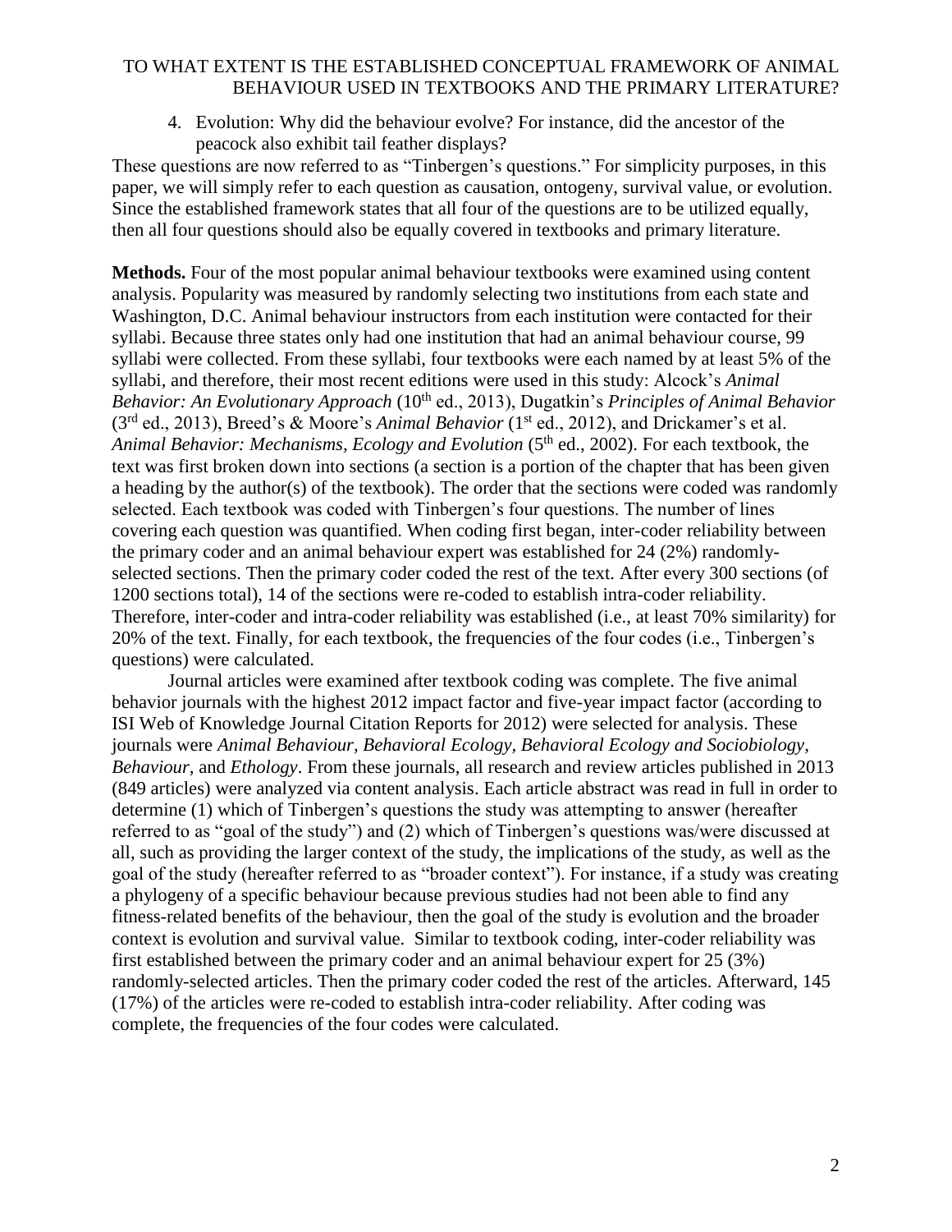4. Evolution: Why did the behaviour evolve? For instance, did the ancestor of the peacock also exhibit tail feather displays?

These questions are now referred to as "Tinbergen's questions." For simplicity purposes, in this paper, we will simply refer to each question as causation, ontogeny, survival value, or evolution. Since the established framework states that all four of the questions are to be utilized equally, then all four questions should also be equally covered in textbooks and primary literature.

**Methods.** Four of the most popular animal behaviour textbooks were examined using content analysis. Popularity was measured by randomly selecting two institutions from each state and Washington, D.C. Animal behaviour instructors from each institution were contacted for their syllabi. Because three states only had one institution that had an animal behaviour course, 99 syllabi were collected. From these syllabi, four textbooks were each named by at least 5% of the syllabi, and therefore, their most recent editions were used in this study: Alcock's *Animal Behavior: An Evolutionary Approach* (10th ed., 2013), Dugatkin's *Principles of Animal Behavior* (3rd ed., 2013), Breed's & Moore's *Animal Behavior* (1st ed., 2012), and Drickamer's et al. *Animal Behavior: Mechanisms, Ecology and Evolution* (5th ed., 2002). For each textbook, the text was first broken down into sections (a section is a portion of the chapter that has been given a heading by the author(s) of the textbook). The order that the sections were coded was randomly selected. Each textbook was coded with Tinbergen's four questions. The number of lines covering each question was quantified. When coding first began, inter-coder reliability between the primary coder and an animal behaviour expert was established for 24 (2%) randomly-selected sections. Then the primary coder coded the rest of the text. After every 300 sections (of 1200 sections total), 14 of the sections were re-coded to establish intra-coder reliability. Therefore, inter-coder and intra-coder reliability was established (i.e., at least 70% similarity) for 20% of the text. Finally, for each textbook, the frequencies of the four codes (i.e., Tinbergen's questions) were calculated.

Journal articles were examined after textbook coding was complete. The five animal behavior journals with the highest 2012 impact factor and five-year impact factor (according to ISI Web of Knowledge Journal Citation Reports for 2012) were selected for analysis. These journals were *Animal Behaviour*, *Behavioral Ecology*, *Behavioral Ecology and Sociobiology*, *Behaviour*, and *Ethology*. From these journals, all research and review articles published in 2013 (849 articles) were analyzed via content analysis. Each article abstract was read in full in order to determine (1) which of Tinbergen's questions the study was attempting to answer (hereafter referred to as "goal of the study") and (2) which of Tinbergen's questions was/were discussed at all, such as providing the larger context of the study, the implications of the study, as well as the goal of the study (hereafter referred to as "broader context"). For instance, if a study was creating a phylogeny of a specific behaviour because previous studies had not been able to find any fitness-related benefits of the behaviour, then the goal of the study is evolution and the broader context is evolution and survival value. Similar to textbook coding, inter-coder reliability was first established between the primary coder and an animal behaviour expert for 25 (3%) randomly-selected articles. Then the primary coder coded the rest of the articles. Afterward, 145 (17%) of the articles were re-coded to establish intra-coder reliability. After coding was complete, the frequencies of the four codes were calculated.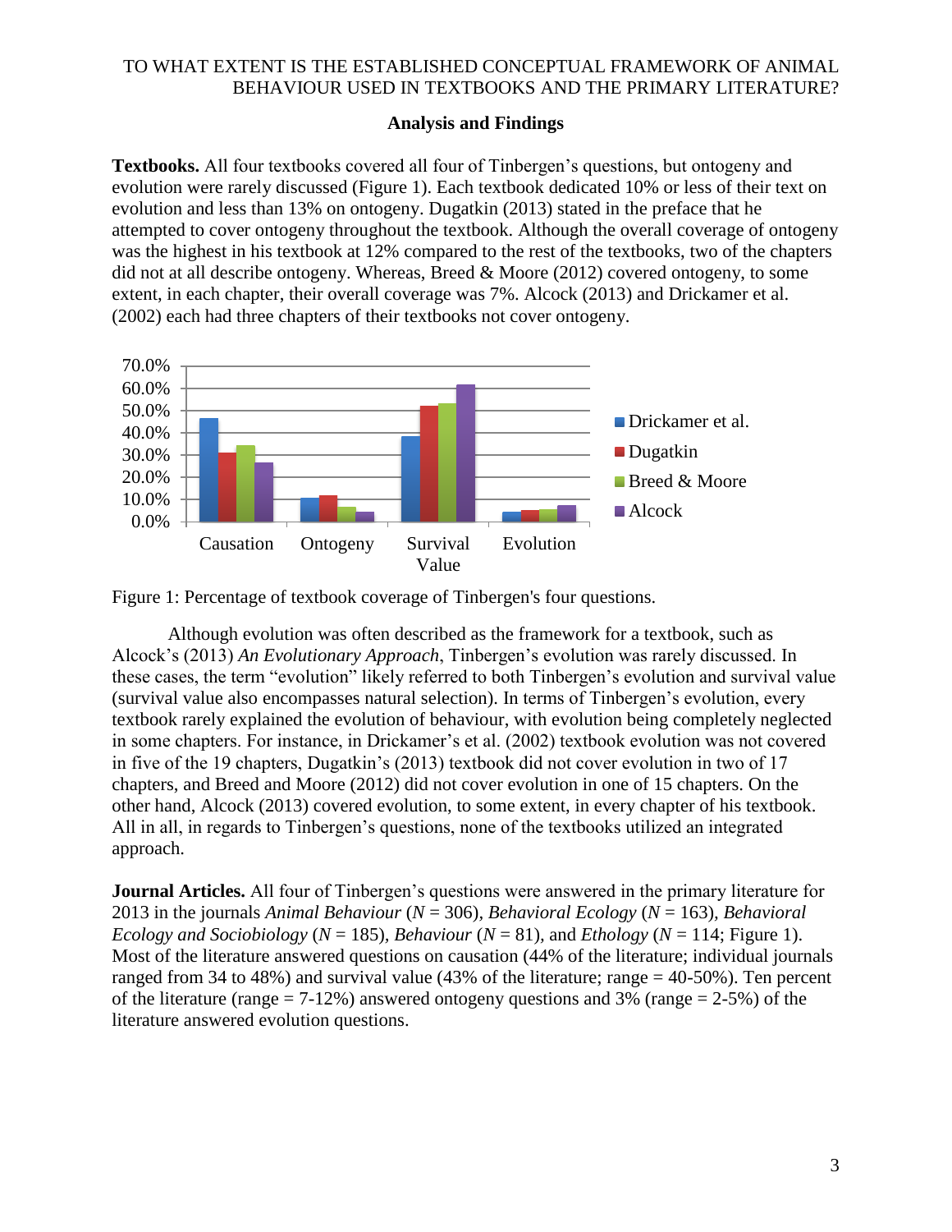### Analysis and Findings

**Textbooks.** All four textbooks covered all four of Tinbergen's questions, but ontogeny and evolution were rarely discussed (Figure 1). Each textbook dedicated 10% or less of their text on evolution and less than 13% on ontogeny. Dugatkin (2013) stated in the preface that he attempted to cover ontogeny throughout the textbook. Although the overall coverage of ontogeny was the highest in his textbook at 12% compared to the rest of the textbooks, two of the chapters did not at all describe ontogeny. Whereas, Breed & Moore (2012) covered ontogeny, to some extent, in each chapter, their overall coverage was 7%. Alcock (2013) and Drickamer et al. (2002) each had three chapters of their textbooks not cover ontogeny.

70.0%
60.0%
50.0%
40.0%
30.0%
20.0%
10.0%
0.0%

Causation
Ontogeny
Survival Value
Evolution

Drickamer et al.
Dugatkin
Breed & Moore
Alcock

Figure 1: Percentage of textbook coverage of Tinbergen's four questions.

Although evolution was often described as the framework for a textbook, such as Alcock's (2013) *An Evolutionary Approach*, Tinbergen's evolution was rarely discussed. In these cases, the term "evolution" likely referred to both Tinbergen's evolution and survival value (survival value also encompasses natural selection). In terms of Tinbergen's evolution, every textbook rarely explained the evolution of behaviour, with evolution being completely neglected in some chapters. For instance, in Drickamer's et al. (2002) textbook evolution was not covered in five of the 19 chapters, Dugatkin's (2013) textbook did not cover evolution in two of 17 chapters, and Breed and Moore (2012) did not cover evolution in one of 15 chapters. On the other hand, Alcock (2013) covered evolution, to some extent, in every chapter of his textbook. All in all, in regards to Tinbergen's questions, none of the textbooks utilized an integrated approach.

**Journal Articles.** All four of Tinbergen's questions were answered in the primary literature for 2013 in the journals *Animal Behaviour* ($N$ = 306), *Behavioral Ecology* ($N$ = 163), *Behavioral Ecology and Sociobiology* ($N$ = 185), *Behaviour* ($N$ = 81), and *Ethology* ($N$ = 114; Figure 1). Most of the literature answered questions on causation (44% of the literature; individual journals ranged from 34 to 48%) and survival value (43% of the literature; range = 40-50%). Ten percent of the literature (range = 7-12%) answered ontogeny questions and 3% (range = 2-5%) of the literature answered evolution questions.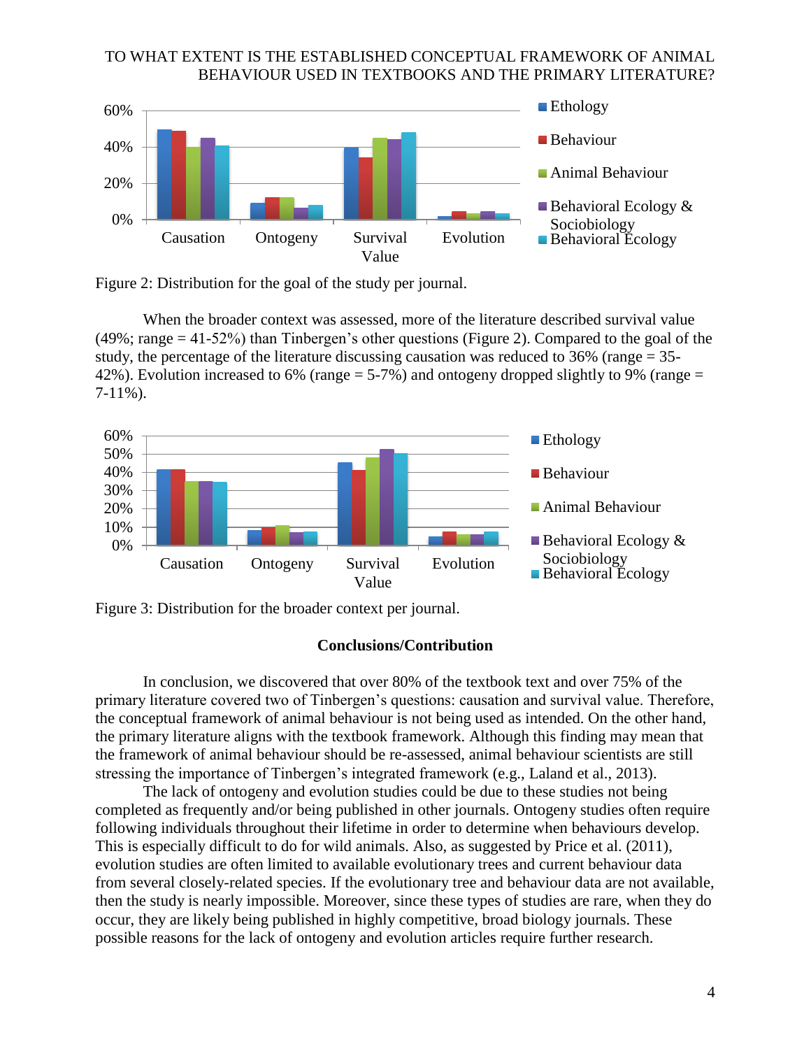60%
40%
20%
0%

Causation
Ontogeny
Survival Value
Evolution

Ethology
Behaviour
Animal Behaviour
Behavioral Ecology & Sociobiology
Behavioral Ecology

Figure 2: Distribution for the goal of the study per journal.

When the broader context was assessed, more of the literature described survival value (49%; range = 41-52%) than Tinbergen's other questions (Figure 2). Compared to the goal of the study, the percentage of the literature discussing causation was reduced to 36% (range = 35-42%). Evolution increased to 6% (range = 5-7%) and ontogeny dropped slightly to 9% (range = 7-11%).

60%
50%
40%
30%
20%
10%
0%

Causation
Ontogeny
Survival Value
Evolution

Ethology
Behaviour
Animal Behaviour
Behavioral Ecology & Sociobiology
Behavioral Ecology

Figure 3: Distribution for the broader context per journal.

## Conclusions/Contribution

In conclusion, we discovered that over 80% of the textbook text and over 75% of the primary literature covered two of Tinbergen's questions: causation and survival value. Therefore, the conceptual framework of animal behaviour is not being used as intended. On the other hand, the primary literature aligns with the textbook framework. Although this finding may mean that the framework of animal behaviour should be re-assessed, animal behaviour scientists are still stressing the importance of Tinbergen's integrated framework (e.g., Laland et al., 2013).

The lack of ontogeny and evolution studies could be due to these studies not being completed as frequently and/or being published in other journals. Ontogeny studies often require following individuals throughout their lifetime in order to determine when behaviours develop. This is especially difficult to do for wild animals. Also, as suggested by Price et al. (2011), evolution studies are often limited to available evolutionary trees and current behaviour data from several closely-related species. If the evolutionary tree and behaviour data are not available, then the study is nearly impossible. Moreover, since these types of studies are rare, when they do occur, they are likely being published in highly competitive, broad biology journals. These possible reasons for the lack of ontogeny and evolution articles require further research.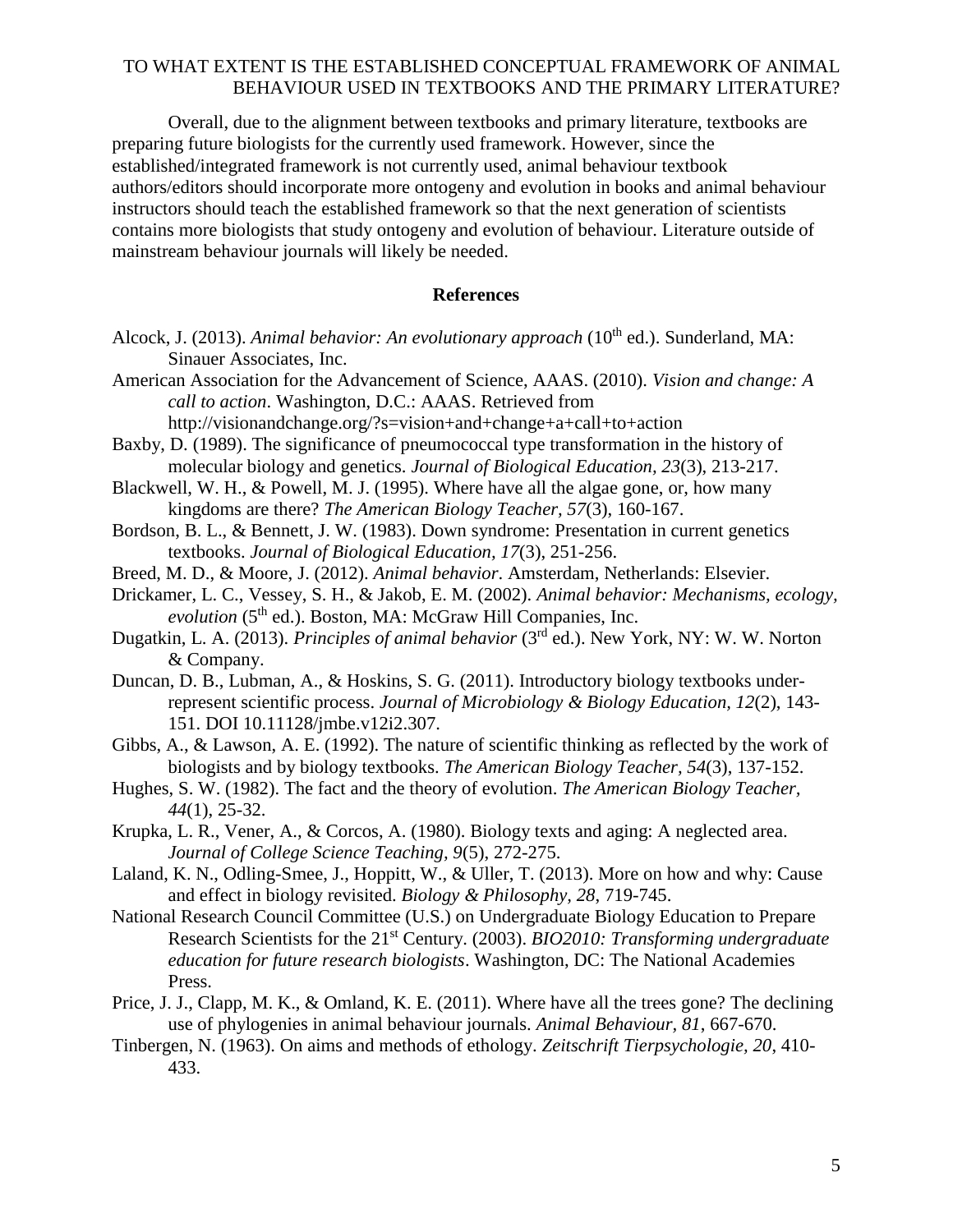Overall, due to the alignment between textbooks and primary literature, textbooks are preparing future biologists for the currently used framework. However, since the established/integrated framework is not currently used, animal behaviour textbook authors/editors should incorporate more ontogeny and evolution in books and animal behaviour instructors should teach the established framework so that the next generation of scientists contains more biologists that study ontogeny and evolution of behaviour. Literature outside of mainstream behaviour journals will likely be needed.

## References

Alcock, J. (2013). *Animal behavior: An evolutionary approach* (10th ed.). Sunderland, MA: Sinauer Associates, Inc.

American Association for the Advancement of Science, AAAS. (2010). *Vision and change: A call to action*. Washington, D.C.: AAAS. Retrieved from http://visionandchange.org/?s=vision+and+change+a+call+to+action

Baxby, D. (1989). The significance of pneumococcal type transformation in the history of molecular biology and genetics. *Journal of Biological Education, 23*(3), 213-217.

Blackwell, W. H., & Powell, M. J. (1995). Where have all the algae gone, or, how many kingdoms are there? *The American Biology Teacher, 57*(3), 160-167.

Bordson, B. L., & Bennett, J. W. (1983). Down syndrome: Presentation in current genetics textbooks. *Journal of Biological Education, 17*(3), 251-256.

Breed, M. D., & Moore, J. (2012). *Animal behavior*. Amsterdam, Netherlands: Elsevier.

Drickamer, L. C., Vessey, S. H., & Jakob, E. M. (2002). *Animal behavior: Mechanisms, ecology, evolution* (5th ed.). Boston, MA: McGraw Hill Companies, Inc.

Dugatkin, L. A. (2013). *Principles of animal behavior* (3rd ed.). New York, NY: W. W. Norton & Company.

Duncan, D. B., Lubman, A., & Hoskins, S. G. (2011). Introductory biology textbooks under-represent scientific process. *Journal of Microbiology & Biology Education, 12*(2), 143-151. DOI 10.11128/jmbe.v12i2.307.

Gibbs, A., & Lawson, A. E. (1992). The nature of scientific thinking as reflected by the work of biologists and by biology textbooks. *The American Biology Teacher, 54*(3), 137-152.

Hughes, S. W. (1982). The fact and the theory of evolution. *The American Biology Teacher, 44*(1), 25-32.

Krupka, L. R., Vener, A., & Corcos, A. (1980). Biology texts and aging: A neglected area. *Journal of College Science Teaching, 9*(5), 272-275.

Laland, K. N., Odling-Smee, J., Hoppitt, W., & Uller, T. (2013). More on how and why: Cause and effect in biology revisited. *Biology & Philosophy, 28*, 719-745.

National Research Council Committee (U.S.) on Undergraduate Biology Education to Prepare Research Scientists for the 21st Century. (2003). *BIO2010: Transforming undergraduate education for future research biologists*. Washington, DC: The National Academies Press.

Price, J. J., Clapp, M. K., & Omland, K. E. (2011). Where have all the trees gone? The declining use of phylogenies in animal behaviour journals. *Animal Behaviour, 81*, 667-670.

Tinbergen, N. (1963). On aims and methods of ethology. *Zeitschrift Tierpsychologie, 20*, 410-433.